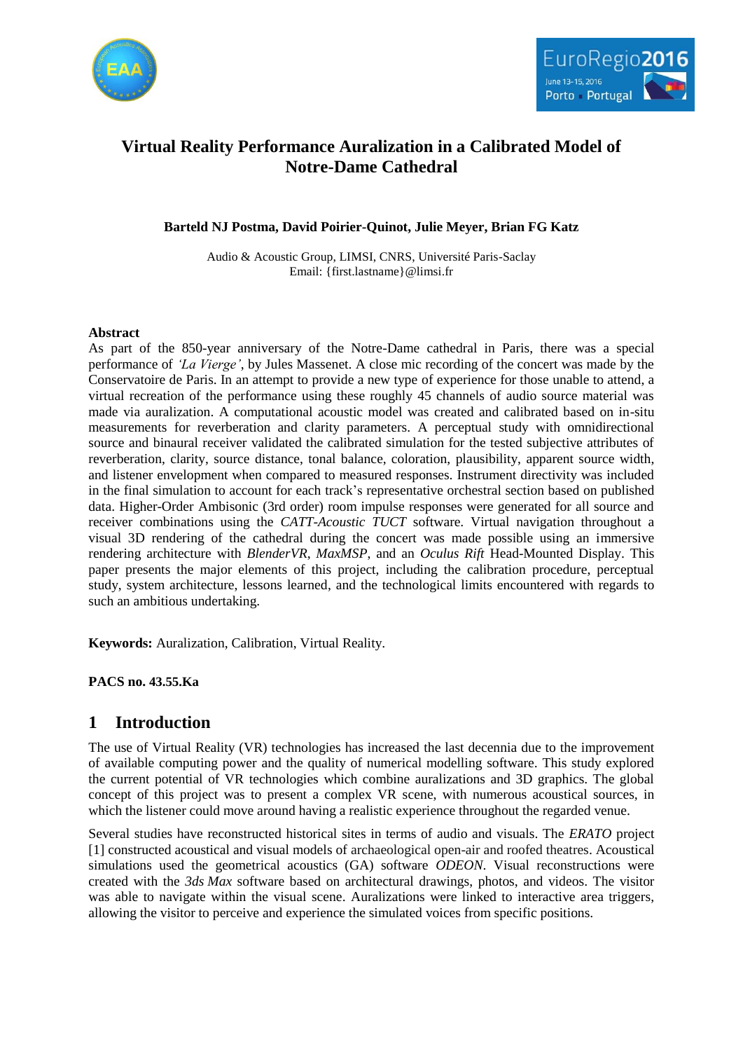# Virtual Reality Performance Auralization in a Calibrated Model of Notre-Dame Cathedral

**Barteld NJ Postma, David Poirier-Quinot, Julie Meyer, Brian FG Katz**

Audio & Acoustic Group, LIMSI, CNRS, Université Paris-Saclay
Email: {first.lastname}@limsi.fr

**Abstract**

As part of the 850-year anniversary of the Notre-Dame cathedral in Paris, there was a special performance of *'La Vierge'*, by Jules Massenet. A close mic recording of the concert was made by the Conservatoire de Paris. In an attempt to provide a new type of experience for those unable to attend, a virtual recreation of the performance using these roughly 45 channels of audio source material was made via auralization. A computational acoustic model was created and calibrated based on in-situ measurements for reverberation and clarity parameters. A perceptual study with omnidirectional source and binaural receiver validated the calibrated simulation for the tested subjective attributes of reverberation, clarity, source distance, tonal balance, coloration, plausibility, apparent source width, and listener envelopment when compared to measured responses. Instrument directivity was included in the final simulation to account for each track's representative orchestral section based on published data. Higher-Order Ambisonic (3rd order) room impulse responses were generated for all source and receiver combinations using the *CATT-Acoustic TUCT* software. Virtual navigation throughout a visual 3D rendering of the cathedral during the concert was made possible using an immersive rendering architecture with *BlenderVR*, *MaxMSP*, and an *Oculus Rift* Head-Mounted Display. This paper presents the major elements of this project, including the calibration procedure, perceptual study, system architecture, lessons learned, and the technological limits encountered with regards to such an ambitious undertaking.

**Keywords:** Auralization, Calibration, Virtual Reality.

**PACS no. 43.55.Ka**

## 1 Introduction

The use of Virtual Reality (VR) technologies has increased the last decennia due to the improvement of available computing power and the quality of numerical modelling software. This study explored the current potential of VR technologies which combine auralizations and 3D graphics. The global concept of this project was to present a complex VR scene, with numerous acoustical sources, in which the listener could move around having a realistic experience throughout the regarded venue.

Several studies have reconstructed historical sites in terms of audio and visuals. The *ERATO* project [1] constructed acoustical and visual models of archaeological open-air and roofed theatres. Acoustical simulations used the geometrical acoustics (GA) software *ODEON*. Visual reconstructions were created with the *3ds Max* software based on architectural drawings, photos, and videos. The visitor was able to navigate within the visual scene. Auralizations were linked to interactive area triggers, allowing the visitor to perceive and experience the simulated voices from specific positions.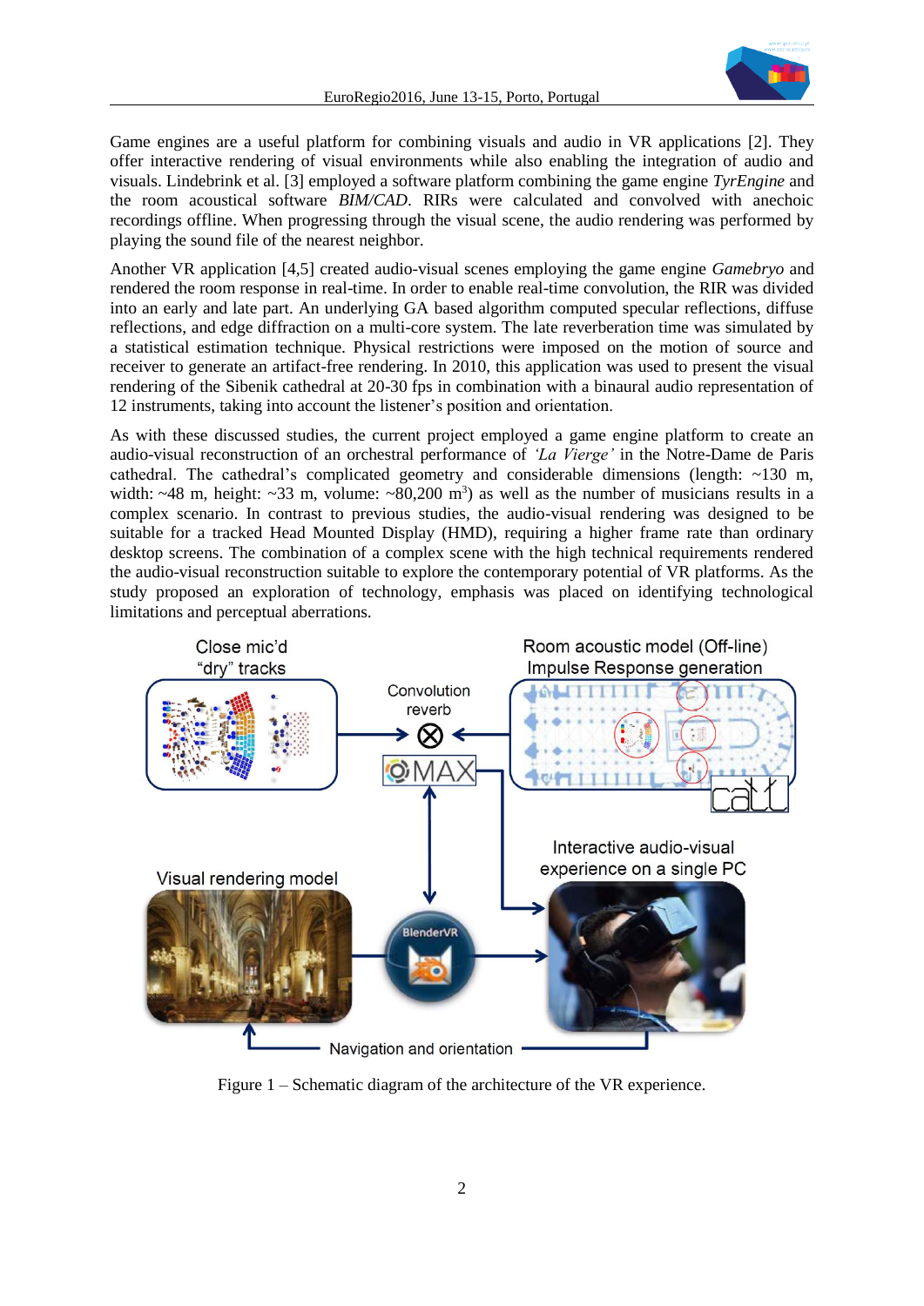Game engines are a useful platform for combining visuals and audio in VR applications [2]. They offer interactive rendering of visual environments while also enabling the integration of audio and visuals. Lindebrink et al. [3] employed a software platform combining the game engine *TyrEngine* and the room acoustical software *BIM/CAD*. RIRs were calculated and convolved with anechoic recordings offline. When progressing through the visual scene, the audio rendering was performed by playing the sound file of the nearest neighbor.

Another VR application [4,5] created audio-visual scenes employing the game engine *Gamebryo* and rendered the room response in real-time. In order to enable real-time convolution, the RIR was divided into an early and late part. An underlying GA based algorithm computed specular reflections, diffuse reflections, and edge diffraction on a multi-core system. The late reverberation time was simulated by a statistical estimation technique. Physical restrictions were imposed on the motion of source and receiver to generate an artifact-free rendering. In 2010, this application was used to present the visual rendering of the Sibenik cathedral at 20-30 fps in combination with a binaural audio representation of 12 instruments, taking into account the listener's position and orientation.

As with these discussed studies, the current project employed a game engine platform to create an audio-visual reconstruction of an orchestral performance of *'La Vierge'* in the Notre-Dame de Paris cathedral. The cathedral's complicated geometry and considerable dimensions (length: ~130 m, width: ~48 m, height: ~33 m, volume: ~80,200 m$^3$) as well as the number of musicians results in a complex scenario. In contrast to previous studies, the audio-visual rendering was designed to be suitable for a tracked Head Mounted Display (HMD), requiring a higher frame rate than ordinary desktop screens. The combination of a complex scene with the high technical requirements rendered the audio-visual reconstruction suitable to explore the contemporary potential of VR platforms. As the study proposed an exploration of technology, emphasis was placed on identifying technological limitations and perceptual aberrations.

Figure 1 – Schematic diagram of the architecture of the VR experience.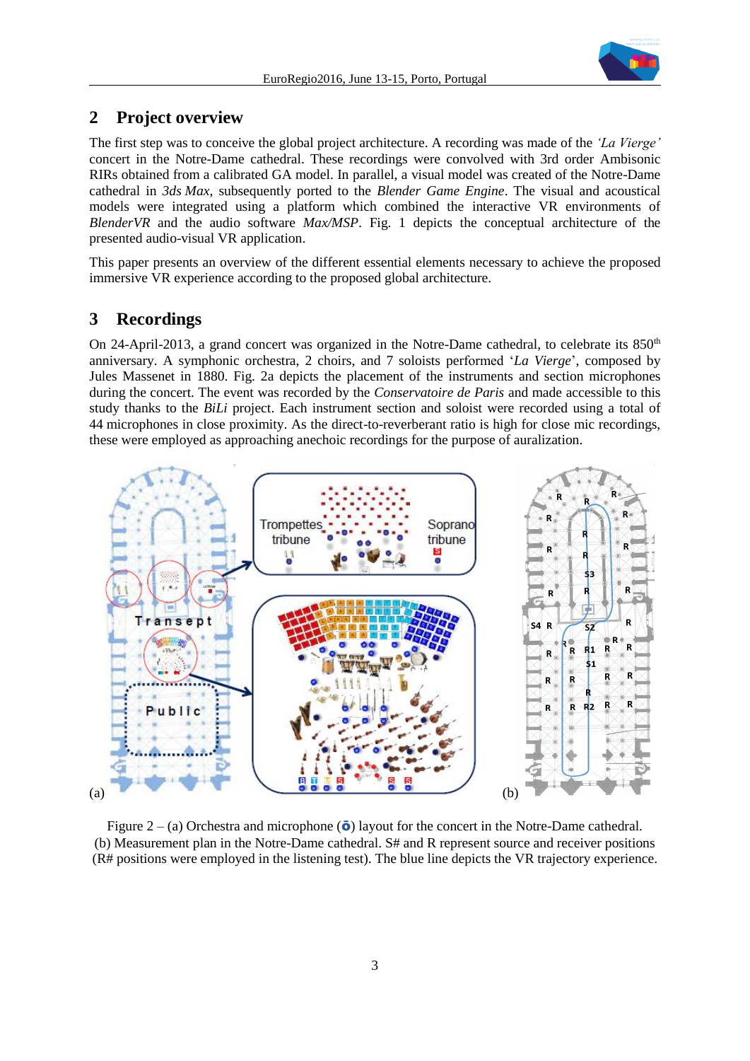## 2 Project overview

The first step was to conceive the global project architecture. A recording was made of the *'La Vierge'* concert in the Notre-Dame cathedral. These recordings were convolved with 3rd order Ambisonic RIRs obtained from a calibrated GA model. In parallel, a visual model was created of the Notre-Dame cathedral in *3ds Max*, subsequently ported to the *Blender Game Engine*. The visual and acoustical models were integrated using a platform which combined the interactive VR environments of *BlenderVR* and the audio software *Max/MSP*. Fig. 1 depicts the conceptual architecture of the presented audio-visual VR application.

This paper presents an overview of the different essential elements necessary to achieve the proposed immersive VR experience according to the proposed global architecture.

## 3 Recordings

On 24-April-2013, a grand concert was organized in the Notre-Dame cathedral, to celebrate its 850th anniversary. A symphonic orchestra, 2 choirs, and 7 soloists performed '*La Vierge*', composed by Jules Massenet in 1880. Fig. 2a depicts the placement of the instruments and section microphones during the concert. The event was recorded by the *Conservatoire de Paris* and made accessible to this study thanks to the *BiLi* project. Each instrument section and soloist were recorded using a total of 44 microphones in close proximity. As the direct-to-reverberant ratio is high for close mic recordings, these were employed as approaching anechoic recordings for the purpose of auralization.

Figure 2 – (a) Orchestra and microphone (ō) layout for the concert in the Notre-Dame cathedral. (b) Measurement plan in the Notre-Dame cathedral. S# and R represent source and receiver positions (R# positions were employed in the listening test). The blue line depicts the VR trajectory experience.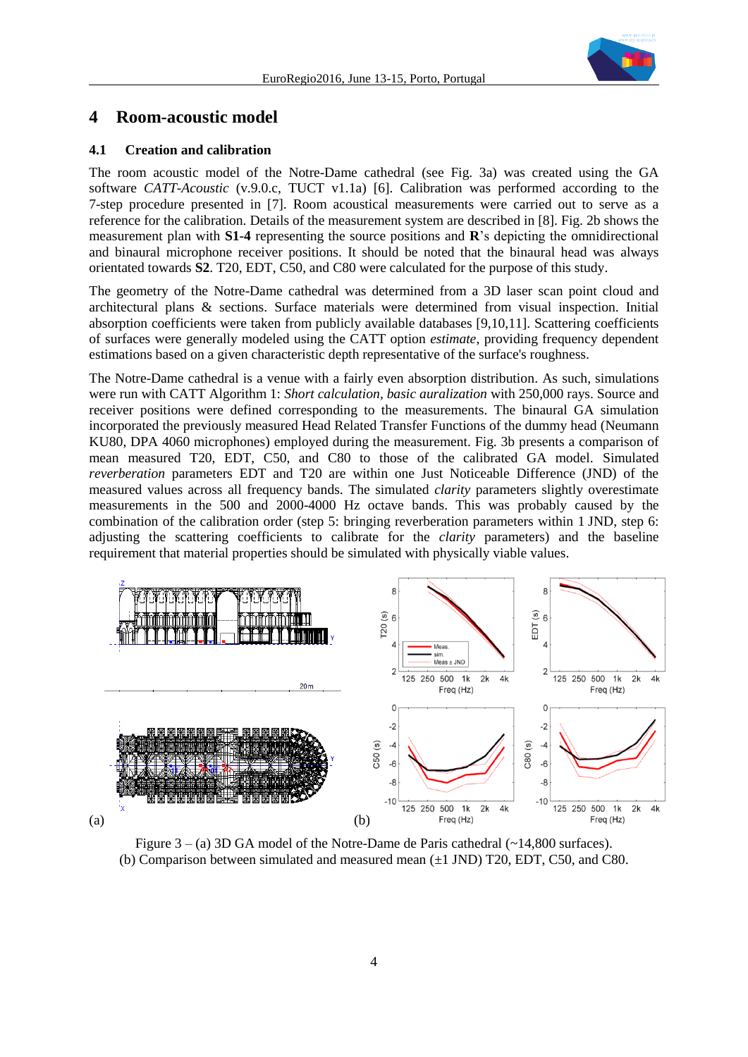## 4 Room-acoustic model

### 4.1 Creation and calibration

The room acoustic model of the Notre-Dame cathedral (see Fig. 3a) was created using the GA software *CATT-Acoustic* (v.9.0.c, TUCT v1.1a) [6]. Calibration was performed according to the 7-step procedure presented in [7]. Room acoustical measurements were carried out to serve as a reference for the calibration. Details of the measurement system are described in [8]. Fig. 2b shows the measurement plan with **S1-4** representing the source positions and **R**'s depicting the omnidirectional and binaural microphone receiver positions. It should be noted that the binaural head was always orientated towards **S2**. T20, EDT, C50, and C80 were calculated for the purpose of this study.

The geometry of the Notre-Dame cathedral was determined from a 3D laser scan point cloud and architectural plans & sections. Surface materials were determined from visual inspection. Initial absorption coefficients were taken from publicly available databases [9,10,11]. Scattering coefficients of surfaces were generally modeled using the CATT option *estimate*, providing frequency dependent estimations based on a given characteristic depth representative of the surface's roughness.

The Notre-Dame cathedral is a venue with a fairly even absorption distribution. As such, simulations were run with CATT Algorithm 1: *Short calculation, basic auralization* with 250,000 rays. Source and receiver positions were defined corresponding to the measurements. The binaural GA simulation incorporated the previously measured Head Related Transfer Functions of the dummy head (Neumann KU80, DPA 4060 microphones) employed during the measurement. Fig. 3b presents a comparison of mean measured T20, EDT, C50, and C80 to those of the calibrated GA model. Simulated *reverberation* parameters EDT and T20 are within one Just Noticeable Difference (JND) of the measured values across all frequency bands. The simulated *clarity* parameters slightly overestimate measurements in the 500 and 2000-4000 Hz octave bands. This was probably caused by the combination of the calibration order (step 5: bringing reverberation parameters within 1 JND, step 6: adjusting the scattering coefficients to calibrate for the *clarity* parameters) and the baseline requirement that material properties should be simulated with physically viable values.

(a) (b)

Figure 3 – (a) 3D GA model of the Notre-Dame de Paris cathedral (~14,800 surfaces).
(b) Comparison between simulated and measured mean (±1 JND) T20, EDT, C50, and C80.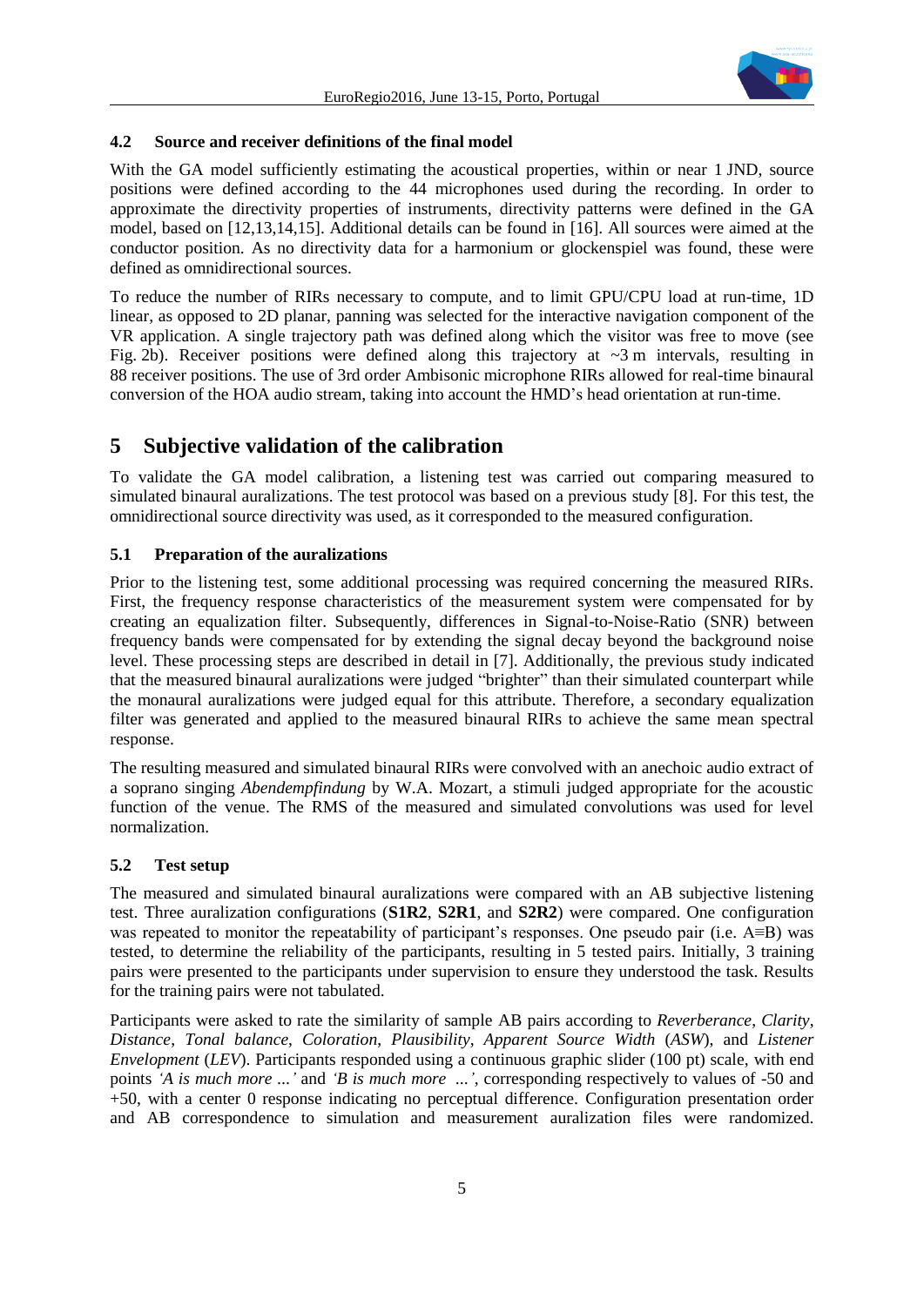### 4.2 Source and receiver definitions of the final model

With the GA model sufficiently estimating the acoustical properties, within or near 1 JND, source positions were defined according to the 44 microphones used during the recording. In order to approximate the directivity properties of instruments, directivity patterns were defined in the GA model, based on [12,13,14,15]. Additional details can be found in [16]. All sources were aimed at the conductor position. As no directivity data for a harmonium or glockenspiel was found, these were defined as omnidirectional sources.

To reduce the number of RIRs necessary to compute, and to limit GPU/CPU load at run-time, 1D linear, as opposed to 2D planar, panning was selected for the interactive navigation component of the VR application. A single trajectory path was defined along which the visitor was free to move (see Fig. 2b). Receiver positions were defined along this trajectory at ~3 m intervals, resulting in 88 receiver positions. The use of 3rd order Ambisonic microphone RIRs allowed for real-time binaural conversion of the HOA audio stream, taking into account the HMD's head orientation at run-time.

## 5 Subjective validation of the calibration

To validate the GA model calibration, a listening test was carried out comparing measured to simulated binaural auralizations. The test protocol was based on a previous study [8]. For this test, the omnidirectional source directivity was used, as it corresponded to the measured configuration.

### 5.1 Preparation of the auralizations

Prior to the listening test, some additional processing was required concerning the measured RIRs. First, the frequency response characteristics of the measurement system were compensated for by creating an equalization filter. Subsequently, differences in Signal-to-Noise-Ratio (SNR) between frequency bands were compensated for by extending the signal decay beyond the background noise level. These processing steps are described in detail in [7]. Additionally, the previous study indicated that the measured binaural auralizations were judged "brighter" than their simulated counterpart while the monaural auralizations were judged equal for this attribute. Therefore, a secondary equalization filter was generated and applied to the measured binaural RIRs to achieve the same mean spectral response.

The resulting measured and simulated binaural RIRs were convolved with an anechoic audio extract of a soprano singing *Abendempfindung* by W.A. Mozart, a stimuli judged appropriate for the acoustic function of the venue. The RMS of the measured and simulated convolutions was used for level normalization.

### 5.2 Test setup

The measured and simulated binaural auralizations were compared with an AB subjective listening test. Three auralization configurations (**S1R2**, **S2R1**, and **S2R2**) were compared. One configuration was repeated to monitor the repeatability of participant's responses. One pseudo pair (i.e. A≡B) was tested, to determine the reliability of the participants, resulting in 5 tested pairs. Initially, 3 training pairs were presented to the participants under supervision to ensure they understood the task. Results for the training pairs were not tabulated.

Participants were asked to rate the similarity of sample AB pairs according to *Reverberance*, *Clarity*, *Distance*, *Tonal balance*, *Coloration*, *Plausibility*, *Apparent Source Width* (*ASW*), and *Listener Envelopment* (*LEV*). Participants responded using a continuous graphic slider (100 pt) scale, with end points *'A is much more ...'* and *'B is much more ...'*, corresponding respectively to values of -50 and +50, with a center 0 response indicating no perceptual difference. Configuration presentation order and AB correspondence to simulation and measurement auralization files were randomized.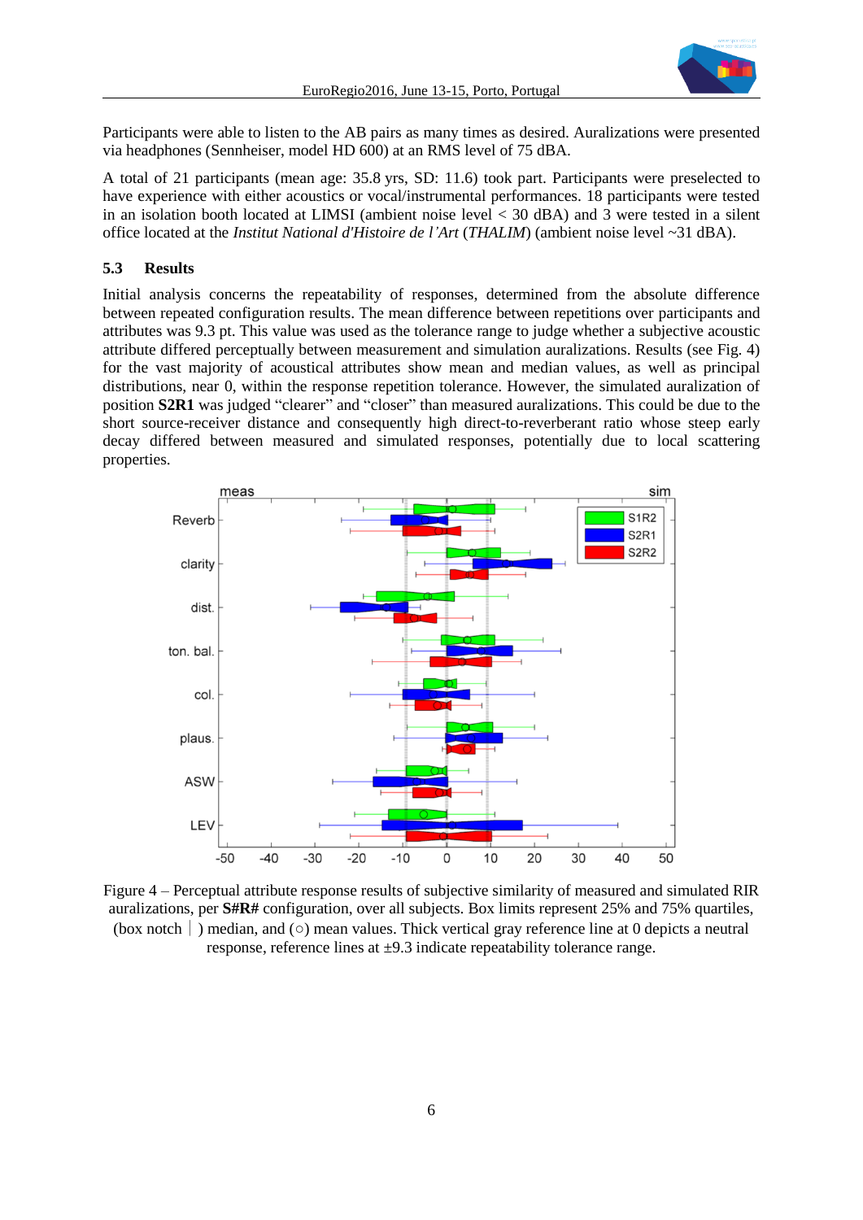Participants were able to listen to the AB pairs as many times as desired. Auralizations were presented via headphones (Sennheiser, model HD 600) at an RMS level of 75 dBA.

A total of 21 participants (mean age: 35.8 yrs, SD: 11.6) took part. Participants were preselected to have experience with either acoustics or vocal/instrumental performances. 18 participants were tested in an isolation booth located at LIMSI (ambient noise level < 30 dBA) and 3 were tested in a silent office located at the *Institut National d'Histoire de l'Art* (*THALIM*) (ambient noise level ~31 dBA).

### 5.3 Results

Initial analysis concerns the repeatability of responses, determined from the absolute difference between repeated configuration results. The mean difference between repetitions over participants and attributes was 9.3 pt. This value was used as the tolerance range to judge whether a subjective acoustic attribute differed perceptually between measurement and simulation auralizations. Results (see Fig. 4) for the vast majority of acoustical attributes show mean and median values, as well as principal distributions, near 0, within the response repetition tolerance. However, the simulated auralization of position **S2R1** was judged "clearer" and "closer" than measured auralizations. This could be due to the short source-receiver distance and consequently high direct-to-reverberant ratio whose steep early decay differed between measured and simulated responses, potentially due to local scattering properties.

Figure 4 – Perceptual attribute response results of subjective similarity of measured and simulated RIR auralizations, per **S#R#** configuration, over all subjects. Box limits represent 25% and 75% quartiles, (box notch | ) median, and (○) mean values. Thick vertical gray reference line at 0 depicts a neutral response, reference lines at ±9.3 indicate repeatability tolerance range.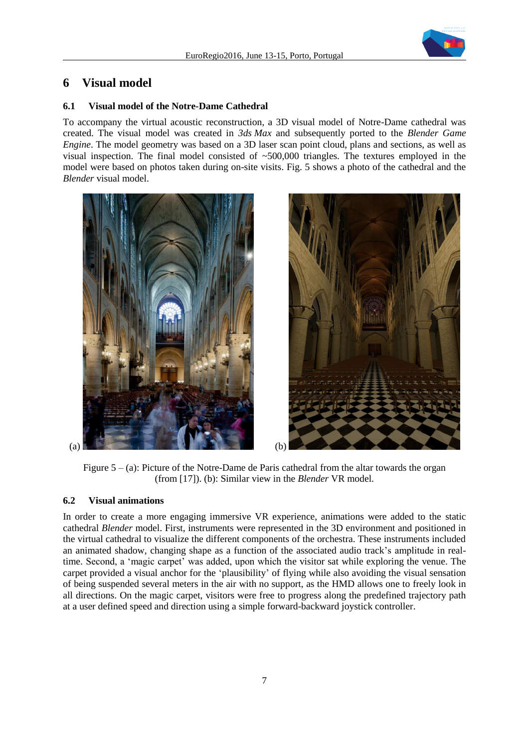# 6 Visual model

## 6.1 Visual model of the Notre-Dame Cathedral

To accompany the virtual acoustic reconstruction, a 3D visual model of Notre-Dame cathedral was created. The visual model was created in *3ds Max* and subsequently ported to the *Blender Game Engine*. The model geometry was based on a 3D laser scan point cloud, plans and sections, as well as visual inspection. The final model consisted of ~500,000 triangles. The textures employed in the model were based on photos taken during on-site visits. Fig. 5 shows a photo of the cathedral and the *Blender* visual model.

(a) (b)

Figure 5 – (a): Picture of the Notre-Dame de Paris cathedral from the altar towards the organ (from [17]). (b): Similar view in the *Blender* VR model.

## 6.2 Visual animations

In order to create a more engaging immersive VR experience, animations were added to the static cathedral *Blender* model. First, instruments were represented in the 3D environment and positioned in the virtual cathedral to visualize the different components of the orchestra. These instruments included an animated shadow, changing shape as a function of the associated audio track's amplitude in real-time. Second, a 'magic carpet' was added, upon which the visitor sat while exploring the venue. The carpet provided a visual anchor for the 'plausibility' of flying while also avoiding the visual sensation of being suspended several meters in the air with no support, as the HMD allows one to freely look in all directions. On the magic carpet, visitors were free to progress along the predefined trajectory path at a user defined speed and direction using a simple forward-backward joystick controller.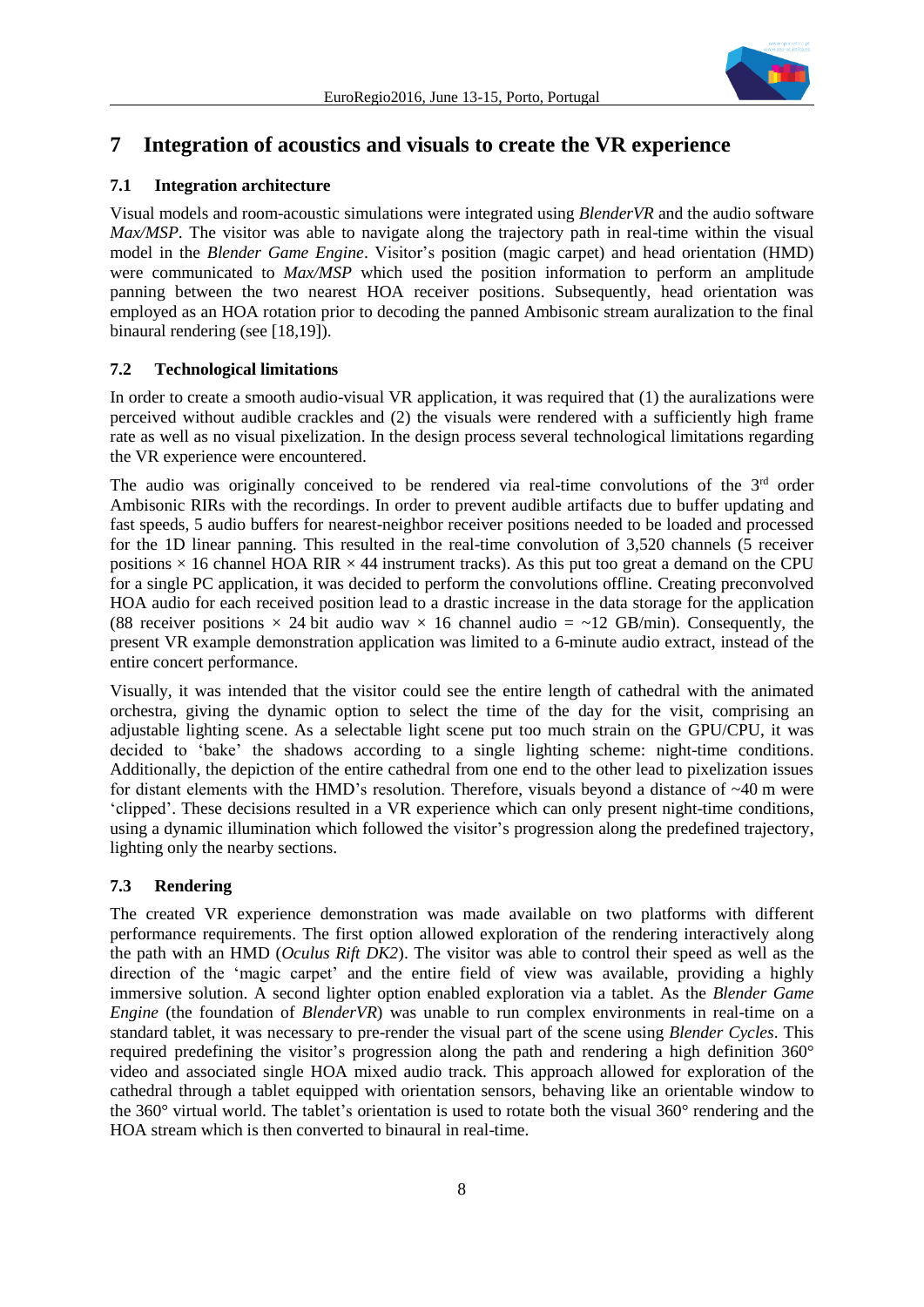# 7 Integration of acoustics and visuals to create the VR experience

## 7.1 Integration architecture

Visual models and room-acoustic simulations were integrated using *BlenderVR* and the audio software *Max/MSP*. The visitor was able to navigate along the trajectory path in real-time within the visual model in the *Blender Game Engine*. Visitor's position (magic carpet) and head orientation (HMD) were communicated to *Max/MSP* which used the position information to perform an amplitude panning between the two nearest HOA receiver positions. Subsequently, head orientation was employed as an HOA rotation prior to decoding the panned Ambisonic stream auralization to the final binaural rendering (see [18,19]).

## 7.2 Technological limitations

In order to create a smooth audio-visual VR application, it was required that (1) the auralizations were perceived without audible crackles and (2) the visuals were rendered with a sufficiently high frame rate as well as no visual pixelization. In the design process several technological limitations regarding the VR experience were encountered.

The audio was originally conceived to be rendered via real-time convolutions of the 3rd order Ambisonic RIRs with the recordings. In order to prevent audible artifacts due to buffer updating and fast speeds, 5 audio buffers for nearest-neighbor receiver positions needed to be loaded and processed for the 1D linear panning. This resulted in the real-time convolution of 3,520 channels (5 receiver positions × 16 channel HOA RIR × 44 instrument tracks). As this put too great a demand on the CPU for a single PC application, it was decided to perform the convolutions offline. Creating preconvolved HOA audio for each received position lead to a drastic increase in the data storage for the application (88 receiver positions × 24 bit audio wav × 16 channel audio = ~12 GB/min). Consequently, the present VR example demonstration application was limited to a 6-minute audio extract, instead of the entire concert performance.

Visually, it was intended that the visitor could see the entire length of cathedral with the animated orchestra, giving the dynamic option to select the time of the day for the visit, comprising an adjustable lighting scene. As a selectable light scene put too much strain on the GPU/CPU, it was decided to 'bake' the shadows according to a single lighting scheme: night-time conditions. Additionally, the depiction of the entire cathedral from one end to the other lead to pixelization issues for distant elements with the HMD's resolution. Therefore, visuals beyond a distance of ~40 m were 'clipped'. These decisions resulted in a VR experience which can only present night-time conditions, using a dynamic illumination which followed the visitor's progression along the predefined trajectory, lighting only the nearby sections.

## 7.3 Rendering

The created VR experience demonstration was made available on two platforms with different performance requirements. The first option allowed exploration of the rendering interactively along the path with an HMD (*Oculus Rift DK2*). The visitor was able to control their speed as well as the direction of the 'magic carpet' and the entire field of view was available, providing a highly immersive solution. A second lighter option enabled exploration via a tablet. As the *Blender Game Engine* (the foundation of *BlenderVR*) was unable to run complex environments in real-time on a standard tablet, it was necessary to pre-render the visual part of the scene using *Blender Cycles*. This required predefining the visitor's progression along the path and rendering a high definition 360° video and associated single HOA mixed audio track. This approach allowed for exploration of the cathedral through a tablet equipped with orientation sensors, behaving like an orientable window to the 360° virtual world. The tablet's orientation is used to rotate both the visual 360° rendering and the HOA stream which is then converted to binaural in real-time.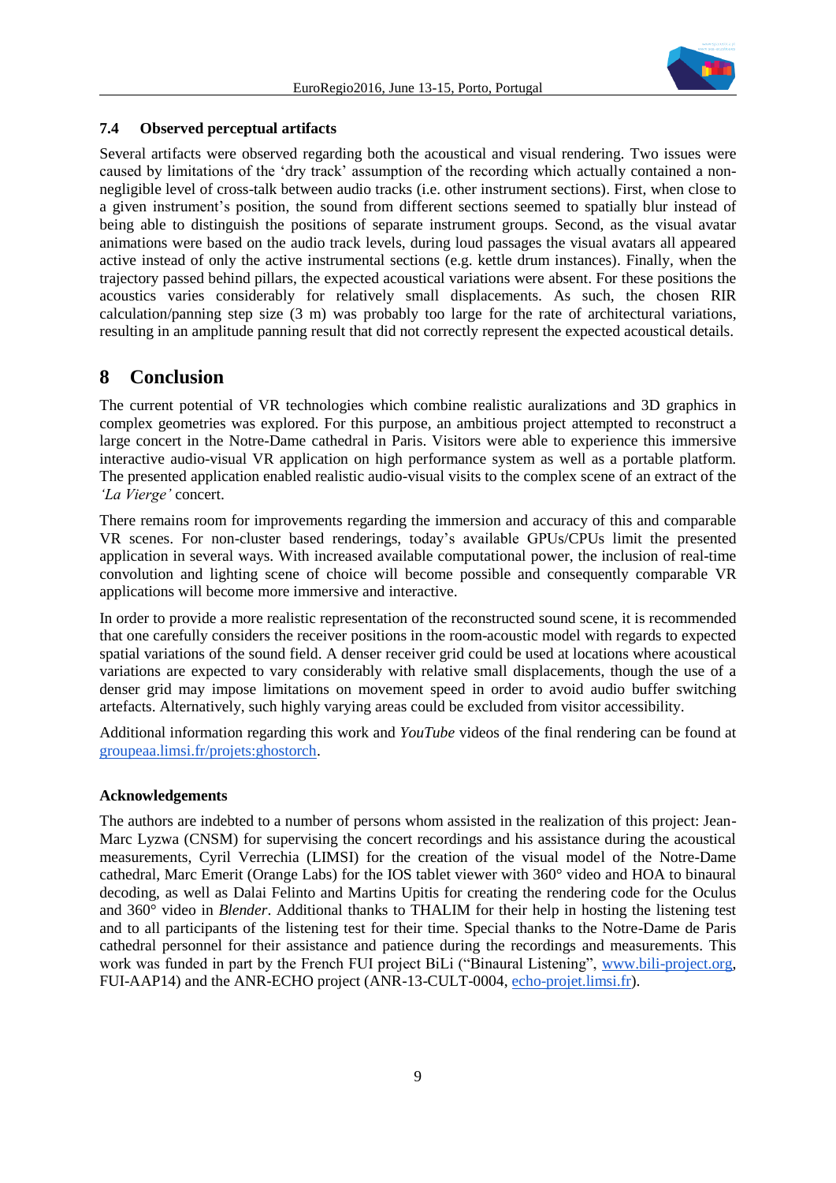### 7.4 Observed perceptual artifacts

Several artifacts were observed regarding both the acoustical and visual rendering. Two issues were caused by limitations of the 'dry track' assumption of the recording which actually contained a non-negligible level of cross-talk between audio tracks (i.e. other instrument sections). First, when close to a given instrument's position, the sound from different sections seemed to spatially blur instead of being able to distinguish the positions of separate instrument groups. Second, as the visual avatar animations were based on the audio track levels, during loud passages the visual avatars all appeared active instead of only the active instrumental sections (e.g. kettle drum instances). Finally, when the trajectory passed behind pillars, the expected acoustical variations were absent. For these positions the acoustics varies considerably for relatively small displacements. As such, the chosen RIR calculation/panning step size (3 m) was probably too large for the rate of architectural variations, resulting in an amplitude panning result that did not correctly represent the expected acoustical details.

## 8 Conclusion

The current potential of VR technologies which combine realistic auralizations and 3D graphics in complex geometries was explored. For this purpose, an ambitious project attempted to reconstruct a large concert in the Notre-Dame cathedral in Paris. Visitors were able to experience this immersive interactive audio-visual VR application on high performance system as well as a portable platform. The presented application enabled realistic audio-visual visits to the complex scene of an extract of the *'La Vierge'* concert.

There remains room for improvements regarding the immersion and accuracy of this and comparable VR scenes. For non-cluster based renderings, today's available GPUs/CPUs limit the presented application in several ways. With increased available computational power, the inclusion of real-time convolution and lighting scene of choice will become possible and consequently comparable VR applications will become more immersive and interactive.

In order to provide a more realistic representation of the reconstructed sound scene, it is recommended that one carefully considers the receiver positions in the room-acoustic model with regards to expected spatial variations of the sound field. A denser receiver grid could be used at locations where acoustical variations are expected to vary considerably with relative small displacements, though the use of a denser grid may impose limitations on movement speed in order to avoid audio buffer switching artefacts. Alternatively, such highly varying areas could be excluded from visitor accessibility.

Additional information regarding this work and *YouTube* videos of the final rendering can be found at groupeaa.limsi.fr/projets:ghostorch.

**Acknowledgements**

The authors are indebted to a number of persons whom assisted in the realization of this project: Jean-Marc Lyzwa (CNSM) for supervising the concert recordings and his assistance during the acoustical measurements, Cyril Verrechia (LIMSI) for the creation of the visual model of the Notre-Dame cathedral, Marc Emerit (Orange Labs) for the IOS tablet viewer with 360° video and HOA to binaural decoding, as well as Dalai Felinto and Martins Upitis for creating the rendering code for the Oculus and 360° video in *Blender*. Additional thanks to THALIM for their help in hosting the listening test and to all participants of the listening test for their time. Special thanks to the Notre-Dame de Paris cathedral personnel for their assistance and patience during the recordings and measurements. This work was funded in part by the French FUI project BiLi ("Binaural Listening", www.bili-project.org, FUI-AAP14) and the ANR-ECHO project (ANR-13-CULT-0004, echo-projet.limsi.fr).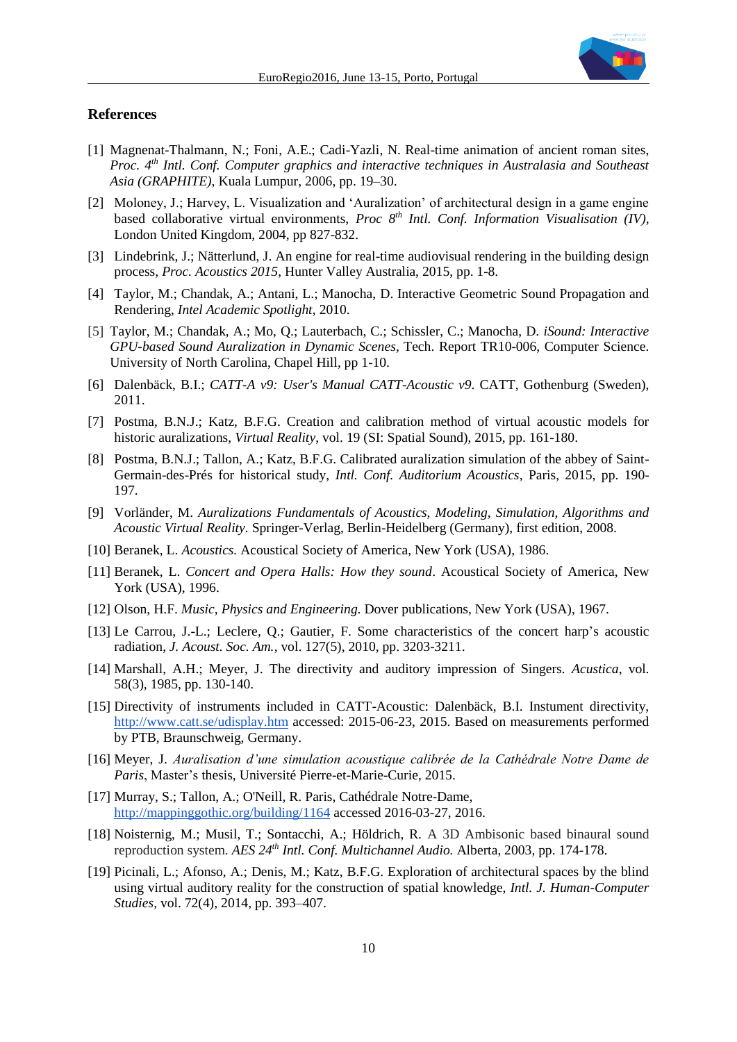## References

[1] Magnenat-Thalmann, N.; Foni, A.E.; Cadi-Yazli, N. Real-time animation of ancient roman sites, *Proc. 4th Intl. Conf. Computer graphics and interactive techniques in Australasia and Southeast Asia (GRAPHITE)*, Kuala Lumpur, 2006, pp. 19–30.

[2] Moloney, J.; Harvey, L. Visualization and 'Auralization' of architectural design in a game engine based collaborative virtual environments, *Proc 8th Intl. Conf. Information Visualisation (IV)*, London United Kingdom, 2004, pp 827-832.

[3] Lindebrink, J.; Nätterlund, J. An engine for real-time audiovisual rendering in the building design process, *Proc. Acoustics 2015*, Hunter Valley Australia, 2015, pp. 1-8.

[4] Taylor, M.; Chandak, A.; Antani, L.; Manocha, D. Interactive Geometric Sound Propagation and Rendering, *Intel Academic Spotlight*, 2010.

[5] Taylor, M.; Chandak, A.; Mo, Q.; Lauterbach, C.; Schissler, C.; Manocha, D. *iSound: Interactive GPU-based Sound Auralization in Dynamic Scenes*, Tech. Report TR10-006, Computer Science. University of North Carolina, Chapel Hill, pp 1-10.

[6] Dalenbäck, B.I.; *CATT-A v9: User's Manual CATT-Acoustic v9*. CATT, Gothenburg (Sweden), 2011.

[7] Postma, B.N.J.; Katz, B.F.G. Creation and calibration method of virtual acoustic models for historic auralizations, *Virtual Reality*, vol. 19 (SI: Spatial Sound), 2015, pp. 161-180.

[8] Postma, B.N.J.; Tallon, A.; Katz, B.F.G. Calibrated auralization simulation of the abbey of Saint-Germain-des-Prés for historical study, *Intl. Conf. Auditorium Acoustics*, Paris, 2015, pp. 190-197.

[9] Vorländer, M. *Auralizations Fundamentals of Acoustics, Modeling, Simulation, Algorithms and Acoustic Virtual Reality*. Springer-Verlag, Berlin-Heidelberg (Germany), first edition, 2008.

[10] Beranek, L. *Acoustics.* Acoustical Society of America, New York (USA), 1986.

[11] Beranek, L. *Concert and Opera Halls: How they sound*. Acoustical Society of America, New York (USA), 1996.

[12] Olson, H.F. *Music, Physics and Engineering.* Dover publications, New York (USA), 1967.

[13] Le Carrou, J.-L.; Leclere, Q.; Gautier, F. Some characteristics of the concert harp's acoustic radiation, *J. Acoust. Soc. Am.*, vol. 127(5), 2010, pp. 3203-3211.

[14] Marshall, A.H.; Meyer, J. The directivity and auditory impression of Singers. *Acustica*, vol. 58(3), 1985, pp. 130-140.

[15] Directivity of instruments included in CATT-Acoustic: Dalenbäck, B.I. Instument directivity, http://www.catt.se/udisplay.htm accessed: 2015-06-23, 2015. Based on measurements performed by PTB, Braunschweig, Germany.

[16] Meyer, J. *Auralisation d'une simulation acoustique calibrée de la Cathédrale Notre Dame de Paris*, Master's thesis, Université Pierre-et-Marie-Curie, 2015.

[17] Murray, S.; Tallon, A.; O'Neill, R. Paris, Cathédrale Notre-Dame, http://mappinggothic.org/building/1164 accessed 2016-03-27, 2016.

[18] Noisternig, M.; Musil, T.; Sontacchi, A.; Höldrich, R. A 3D Ambisonic based binaural sound reproduction system. *AES 24th Intl. Conf. Multichannel Audio.* Alberta, 2003, pp. 174-178.

[19] Picinali, L.; Afonso, A.; Denis, M.; Katz, B.F.G. Exploration of architectural spaces by the blind using virtual auditory reality for the construction of spatial knowledge, *Intl. J. Human-Computer Studies*, vol. 72(4), 2014, pp. 393–407.